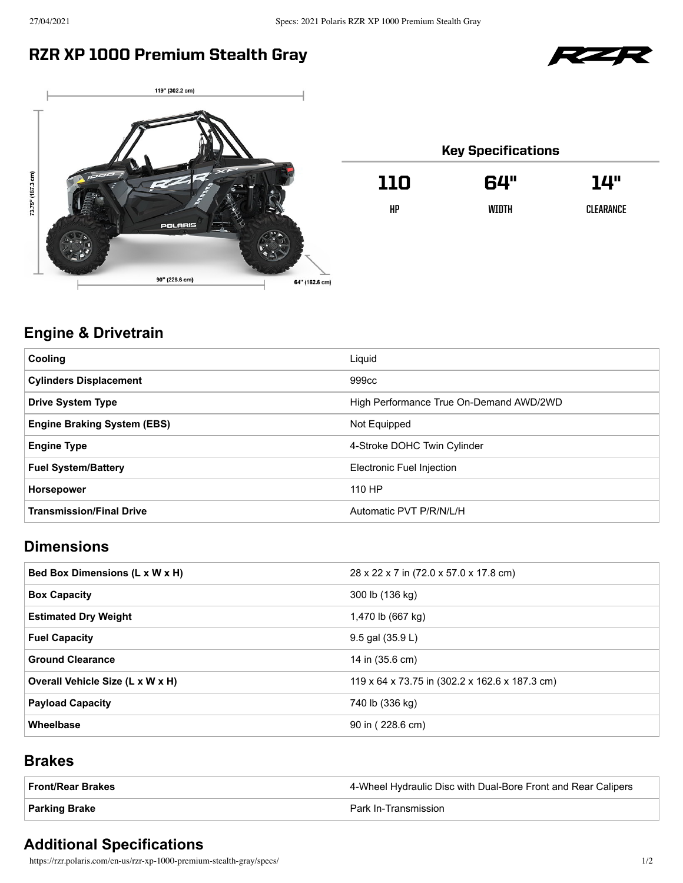# RZR XP 1000 Premium Stealth Gray

## Key Specifications

| 110 | 64" | 14" |
|---|---|---|
| HP | WIDTH | CLEARANCE |

## Engine & Drivetrain

| | |
|---|---|
| **Cooling** | Liquid |
| **Cylinders Displacement** | 999cc |
| **Drive System Type** | High Performance True On-Demand AWD/2WD |
| **Engine Braking System (EBS)** | Not Equipped |
| **Engine Type** | 4-Stroke DOHC Twin Cylinder |
| **Fuel System/Battery** | Electronic Fuel Injection |
| **Horsepower** | 110 HP |
| **Transmission/Final Drive** | Automatic PVT P/R/N/L/H |

## Dimensions

| | |
|---|---|
| **Bed Box Dimensions (L x W x H)** | 28 x 22 x 7 in (72.0 x 57.0 x 17.8 cm) |
| **Box Capacity** | 300 lb (136 kg) |
| **Estimated Dry Weight** | 1,470 lb (667 kg) |
| **Fuel Capacity** | 9.5 gal (35.9 L) |
| **Ground Clearance** | 14 in (35.6 cm) |
| **Overall Vehicle Size (L x W x H)** | 119 x 64 x 73.75 in (302.2 x 162.6 x 187.3 cm) |
| **Payload Capacity** | 740 lb (336 kg) |
| **Wheelbase** | 90 in ( 228.6 cm) |

## Brakes

| | |
|---|---|
| **Front/Rear Brakes** | 4-Wheel Hydraulic Disc with Dual-Bore Front and Rear Calipers |
| **Parking Brake** | Park In-Transmission |

## Additional Specifications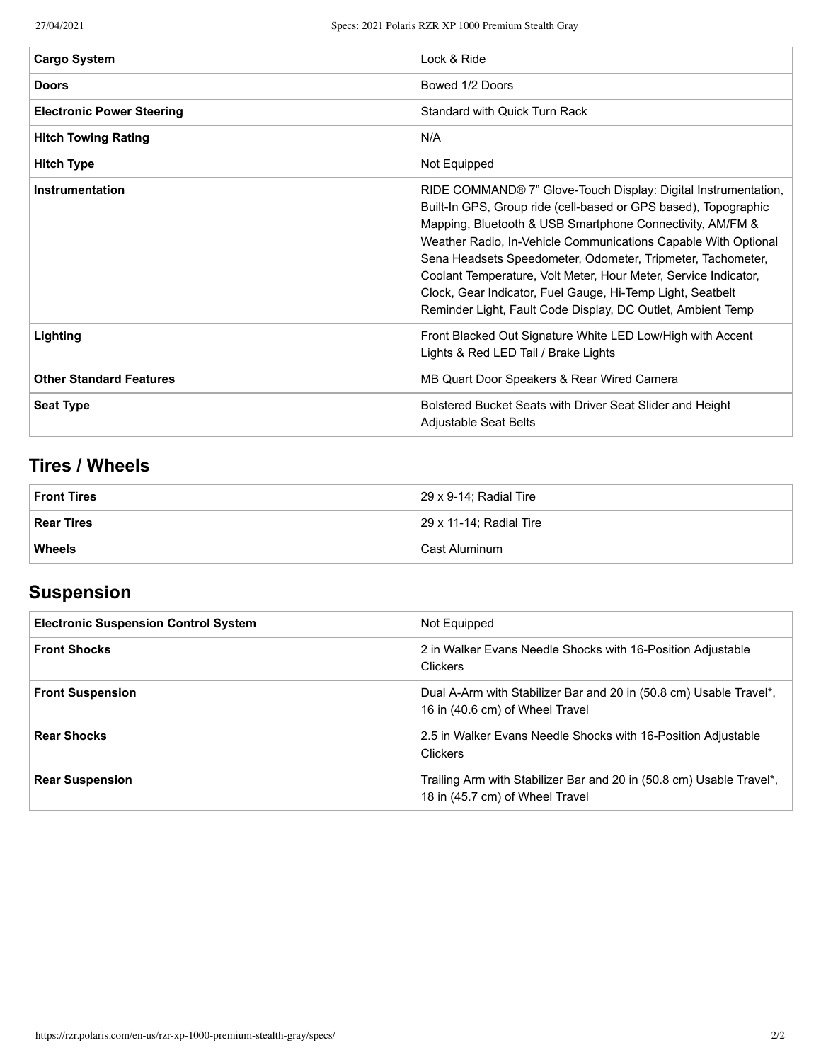| | |
|---|---|
| **Cargo System** | Lock & Ride |
| **Doors** | Bowed 1/2 Doors |
| **Electronic Power Steering** | Standard with Quick Turn Rack |
| **Hitch Towing Rating** | N/A |
| **Hitch Type** | Not Equipped |
| **Instrumentation** | RIDE COMMAND® 7” Glove-Touch Display: Digital Instrumentation, Built-In GPS, Group ride (cell-based or GPS based), Topographic Mapping, Bluetooth & USB Smartphone Connectivity, AM/FM & Weather Radio, In-Vehicle Communications Capable With Optional Sena Headsets Speedometer, Odometer, Tripmeter, Tachometer, Coolant Temperature, Volt Meter, Hour Meter, Service Indicator, Clock, Gear Indicator, Fuel Gauge, Hi-Temp Light, Seatbelt Reminder Light, Fault Code Display, DC Outlet, Ambient Temp |
| **Lighting** | Front Blacked Out Signature White LED Low/High with Accent Lights & Red LED Tail / Brake Lights |
| **Other Standard Features** | MB Quart Door Speakers & Rear Wired Camera |
| **Seat Type** | Bolstered Bucket Seats with Driver Seat Slider and Height Adjustable Seat Belts |

## Tires / Wheels

| | |
|---|---|
| **Front Tires** | 29 x 9-14; Radial Tire |
| **Rear Tires** | 29 x 11-14; Radial Tire |
| **Wheels** | Cast Aluminum |

## Suspension

| | |
|---|---|
| **Electronic Suspension Control System** | Not Equipped |
| **Front Shocks** | 2 in Walker Evans Needle Shocks with 16-Position Adjustable Clickers |
| **Front Suspension** | Dual A-Arm with Stabilizer Bar and 20 in (50.8 cm) Usable Travel*, 16 in (40.6 cm) of Wheel Travel |
| **Rear Shocks** | 2.5 in Walker Evans Needle Shocks with 16-Position Adjustable Clickers |
| **Rear Suspension** | Trailing Arm with Stabilizer Bar and 20 in (50.8 cm) Usable Travel*, 18 in (45.7 cm) of Wheel Travel |